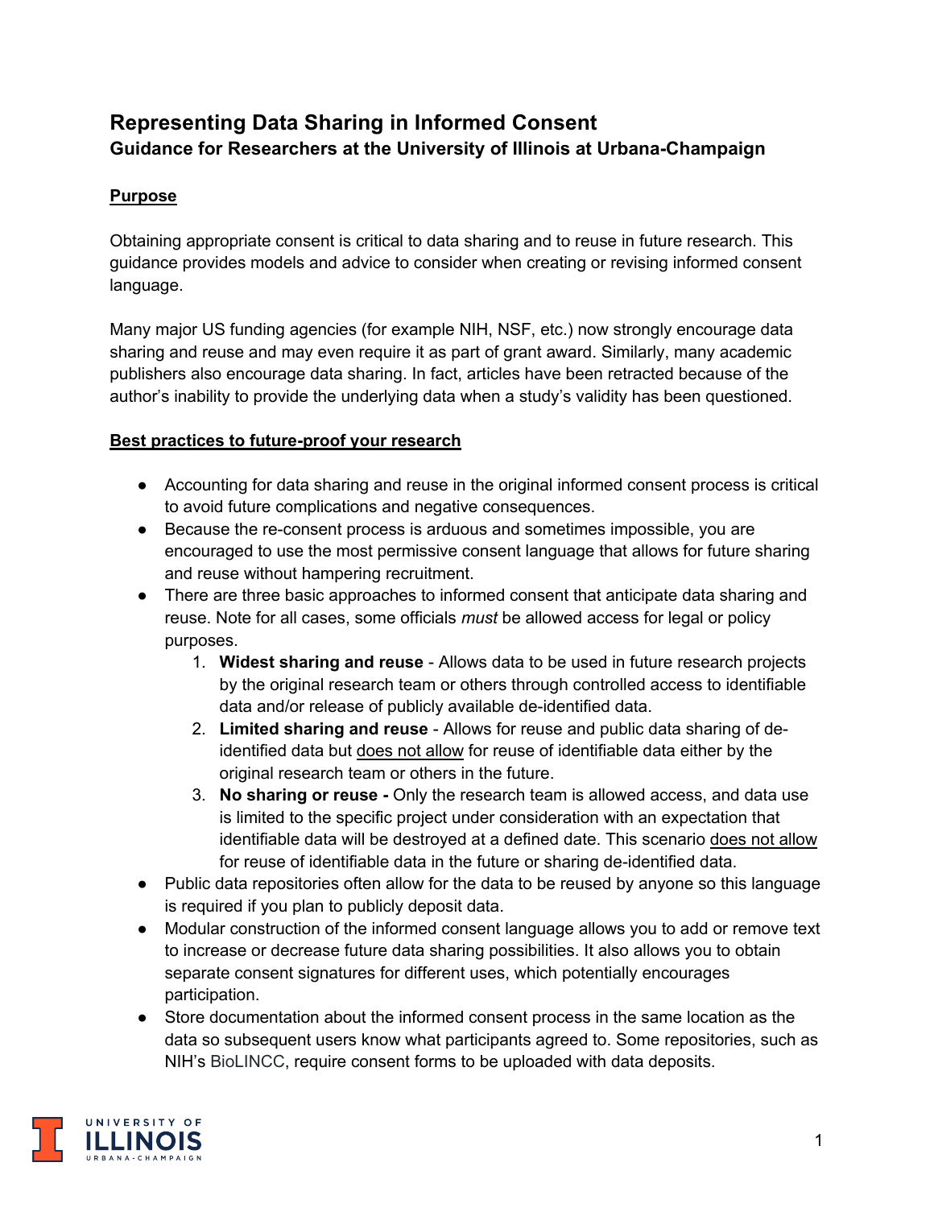# Representing Data Sharing in Informed Consent

## Guidance for Researchers at the University of Illinois at Urbana-Champaign

### Purpose

Obtaining appropriate consent is critical to data sharing and to reuse in future research. This guidance provides models and advice to consider when creating or revising informed consent language.

Many major US funding agencies (for example NIH, NSF, etc.) now strongly encourage data sharing and reuse and may even require it as part of grant award. Similarly, many academic publishers also encourage data sharing. In fact, articles have been retracted because of the author's inability to provide the underlying data when a study's validity has been questioned.

### Best practices to future-proof your research

- Accounting for data sharing and reuse in the original informed consent process is critical to avoid future complications and negative consequences.
- Because the re-consent process is arduous and sometimes impossible, you are encouraged to use the most permissive consent language that allows for future sharing and reuse without hampering recruitment.
- There are three basic approaches to informed consent that anticipate data sharing and reuse. Note for all cases, some officials *must* be allowed access for legal or policy purposes.
  1. **Widest sharing and reuse** - Allows data to be used in future research projects by the original research team or others through controlled access to identifiable data and/or release of publicly available de-identified data.
  2. **Limited sharing and reuse** - Allows for reuse and public data sharing of de-identified data but does not allow for reuse of identifiable data either by the original research team or others in the future.
  3. **No sharing or reuse -** Only the research team is allowed access, and data use is limited to the specific project under consideration with an expectation that identifiable data will be destroyed at a defined date. This scenario does not allow for reuse of identifiable data in the future or sharing de-identified data.
- Public data repositories often allow for the data to be reused by anyone so this language is required if you plan to publicly deposit data.
- Modular construction of the informed consent language allows you to add or remove text to increase or decrease future data sharing possibilities. It also allows you to obtain separate consent signatures for different uses, which potentially encourages participation.
- Store documentation about the informed consent process in the same location as the data so subsequent users know what participants agreed to. Some repositories, such as NIH's BioLINCC, require consent forms to be uploaded with data deposits.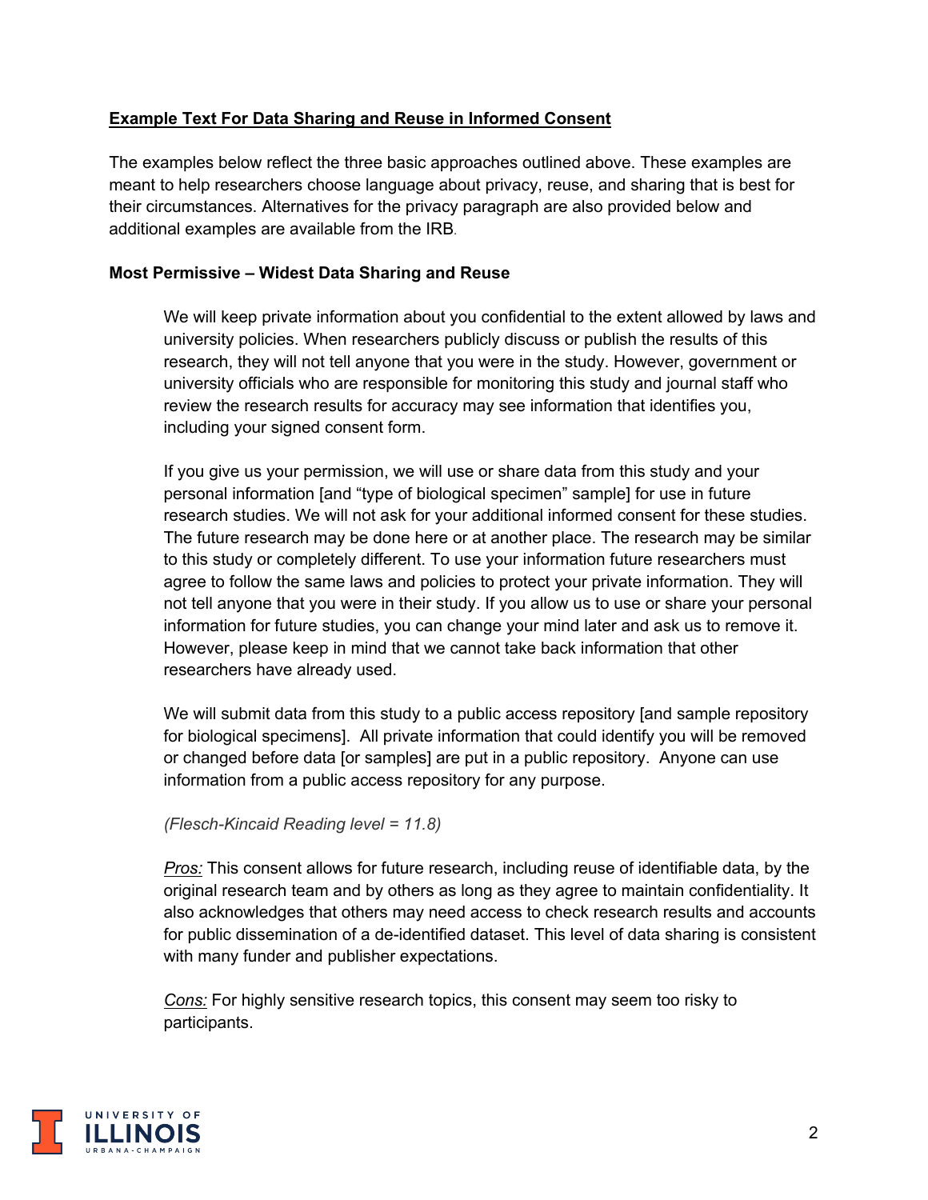## Example Text For Data Sharing and Reuse in Informed Consent

The examples below reflect the three basic approaches outlined above. These examples are meant to help researchers choose language about privacy, reuse, and sharing that is best for their circumstances. Alternatives for the privacy paragraph are also provided below and additional examples are available from the IRB.

### Most Permissive – Widest Data Sharing and Reuse

> We will keep private information about you confidential to the extent allowed by laws and university policies. When researchers publicly discuss or publish the results of this research, they will not tell anyone that you were in the study. However, government or university officials who are responsible for monitoring this study and journal staff who review the research results for accuracy may see information that identifies you, including your signed consent form.
>
> If you give us your permission, we will use or share data from this study and your personal information [and "type of biological specimen" sample] for use in future research studies. We will not ask for your additional informed consent for these studies. The future research may be done here or at another place. The research may be similar to this study or completely different. To use your information future researchers must agree to follow the same laws and policies to protect your private information. They will not tell anyone that you were in their study. If you allow us to use or share your personal information for future studies, you can change your mind later and ask us to remove it. However, please keep in mind that we cannot take back information that other researchers have already used.
>
> We will submit data from this study to a public access repository [and sample repository for biological specimens]. All private information that could identify you will be removed or changed before data [or samples] are put in a public repository. Anyone can use information from a public access repository for any purpose.
>
> *(Flesch-Kincaid Reading level = 11.8)*
>
> *Pros:* This consent allows for future research, including reuse of identifiable data, by the original research team and by others as long as they agree to maintain confidentiality. It also acknowledges that others may need access to check research results and accounts for public dissemination of a de-identified dataset. This level of data sharing is consistent with many funder and publisher expectations.
>
> *Cons:* For highly sensitive research topics, this consent may seem too risky to participants.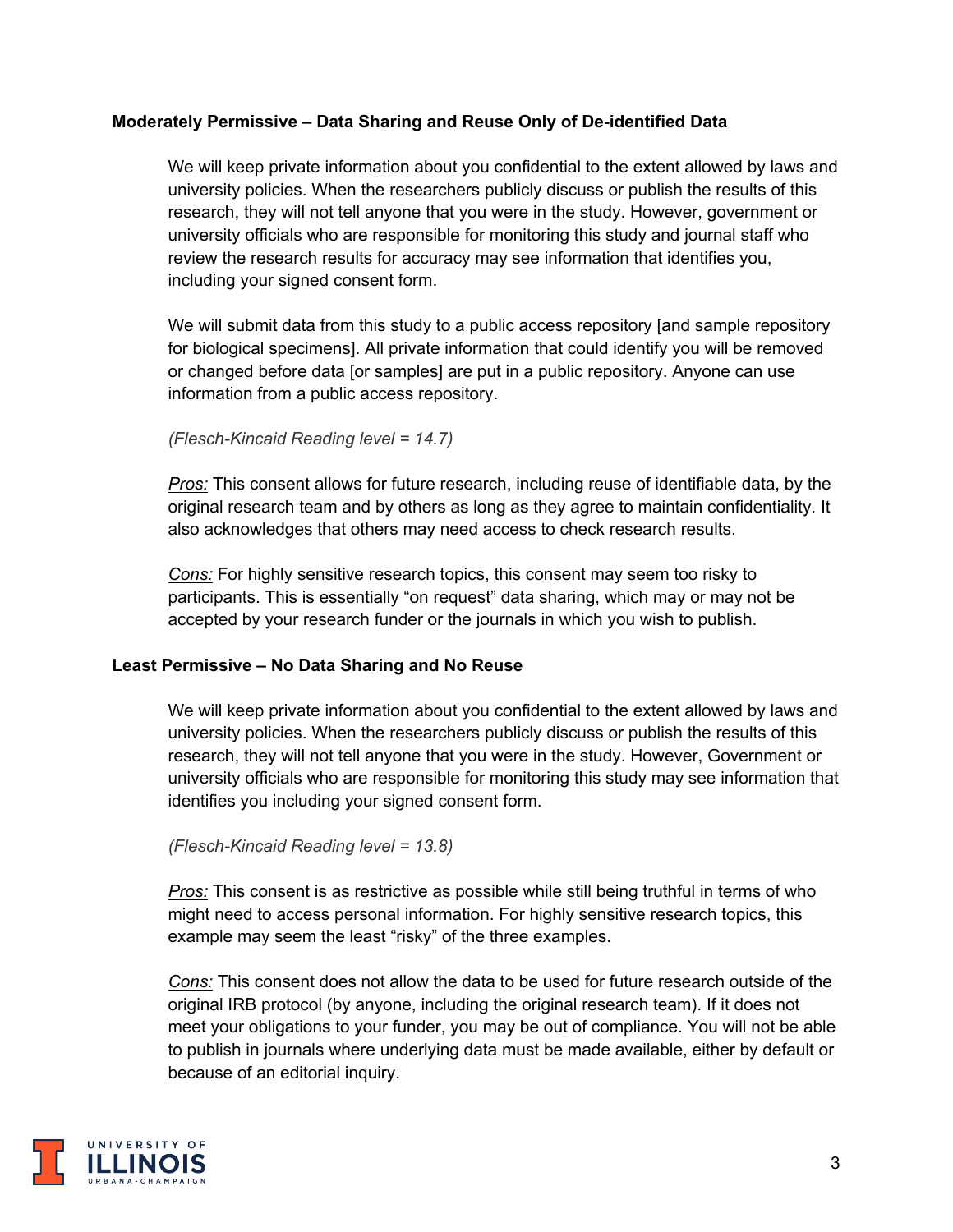### Moderately Permissive – Data Sharing and Reuse Only of De-identified Data

We will keep private information about you confidential to the extent allowed by laws and university policies. When the researchers publicly discuss or publish the results of this research, they will not tell anyone that you were in the study. However, government or university officials who are responsible for monitoring this study and journal staff who review the research results for accuracy may see information that identifies you, including your signed consent form.

We will submit data from this study to a public access repository [and sample repository for biological specimens]. All private information that could identify you will be removed or changed before data [or samples] are put in a public repository. Anyone can use information from a public access repository.

*(Flesch-Kincaid Reading level = 14.7)*

*Pros:* This consent allows for future research, including reuse of identifiable data, by the original research team and by others as long as they agree to maintain confidentiality. It also acknowledges that others may need access to check research results.

*Cons:* For highly sensitive research topics, this consent may seem too risky to participants. This is essentially "on request" data sharing, which may or may not be accepted by your research funder or the journals in which you wish to publish.

### Least Permissive – No Data Sharing and No Reuse

We will keep private information about you confidential to the extent allowed by laws and university policies. When the researchers publicly discuss or publish the results of this research, they will not tell anyone that you were in the study. However, Government or university officials who are responsible for monitoring this study may see information that identifies you including your signed consent form.

*(Flesch-Kincaid Reading level = 13.8)*

*Pros:* This consent is as restrictive as possible while still being truthful in terms of who might need to access personal information. For highly sensitive research topics, this example may seem the least "risky" of the three examples.

*Cons:* This consent does not allow the data to be used for future research outside of the original IRB protocol (by anyone, including the original research team). If it does not meet your obligations to your funder, you may be out of compliance. You will not be able to publish in journals where underlying data must be made available, either by default or because of an editorial inquiry.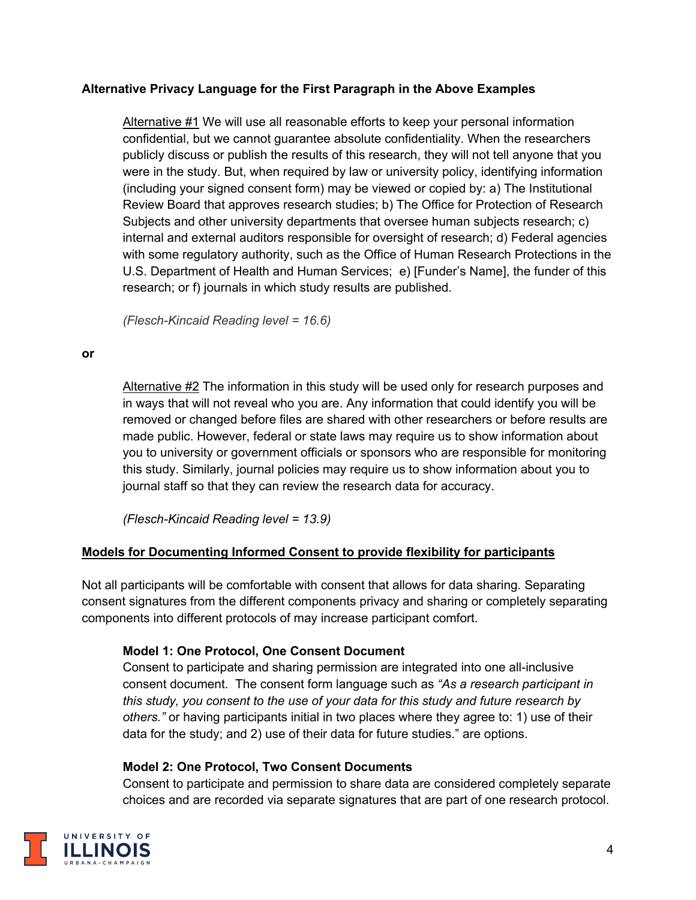**Alternative Privacy Language for the First Paragraph in the Above Examples**

Alternative #1 We will use all reasonable efforts to keep your personal information confidential, but we cannot guarantee absolute confidentiality. When the researchers publicly discuss or publish the results of this research, they will not tell anyone that you were in the study. But, when required by law or university policy, identifying information (including your signed consent form) may be viewed or copied by: a) The Institutional Review Board that approves research studies; b) The Office for Protection of Research Subjects and other university departments that oversee human subjects research; c) internal and external auditors responsible for oversight of research; d) Federal agencies with some regulatory authority, such as the Office of Human Research Protections in the U.S. Department of Health and Human Services; e) [Funder's Name], the funder of this research; or f) journals in which study results are published.

*(Flesch-Kincaid Reading level = 16.6)*

**or**

Alternative #2 The information in this study will be used only for research purposes and in ways that will not reveal who you are. Any information that could identify you will be removed or changed before files are shared with other researchers or before results are made public. However, federal or state laws may require us to show information about you to university or government officials or sponsors who are responsible for monitoring this study. Similarly, journal policies may require us to show information about you to journal staff so that they can review the research data for accuracy.

*(Flesch-Kincaid Reading level = 13.9)*

**Models for Documenting Informed Consent to provide flexibility for participants**

Not all participants will be comfortable with consent that allows for data sharing. Separating consent signatures from the different components privacy and sharing or completely separating components into different protocols of may increase participant comfort.

**Model 1: One Protocol, One Consent Document**
Consent to participate and sharing permission are integrated into one all-inclusive consent document. The consent form language such as *"As a research participant in this study, you consent to the use of your data for this study and future research by others."* or having participants initial in two places where they agree to: 1) use of their data for the study; and 2) use of their data for future studies." are options.

**Model 2: One Protocol, Two Consent Documents**
Consent to participate and permission to share data are considered completely separate choices and are recorded via separate signatures that are part of one research protocol.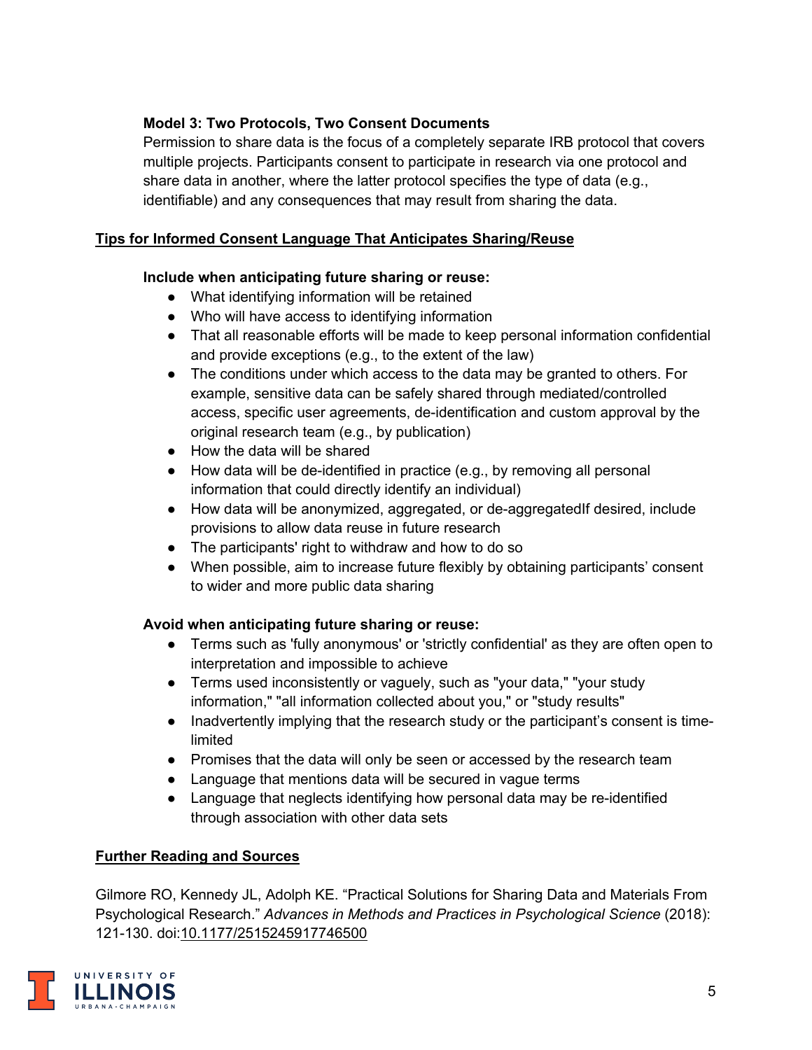**Model 3: Two Protocols, Two Consent Documents**

Permission to share data is the focus of a completely separate IRB protocol that covers multiple projects. Participants consent to participate in research via one protocol and share data in another, where the latter protocol specifies the type of data (e.g., identifiable) and any consequences that may result from sharing the data.

## Tips for Informed Consent Language That Anticipates Sharing/Reuse

**Include when anticipating future sharing or reuse:**

- What identifying information will be retained
- Who will have access to identifying information
- That all reasonable efforts will be made to keep personal information confidential and provide exceptions (e.g., to the extent of the law)
- The conditions under which access to the data may be granted to others. For example, sensitive data can be safely shared through mediated/controlled access, specific user agreements, de-identification and custom approval by the original research team (e.g., by publication)
- How the data will be shared
- How data will be de-identified in practice (e.g., by removing all personal information that could directly identify an individual)
- How data will be anonymized, aggregated, or de-aggregatedIf desired, include provisions to allow data reuse in future research
- The participants' right to withdraw and how to do so
- When possible, aim to increase future flexibly by obtaining participants' consent to wider and more public data sharing

**Avoid when anticipating future sharing or reuse:**

- Terms such as 'fully anonymous' or 'strictly confidential' as they are often open to interpretation and impossible to achieve
- Terms used inconsistently or vaguely, such as "your data," "your study information," "all information collected about you," or "study results"
- Inadvertently implying that the research study or the participant's consent is time-limited
- Promises that the data will only be seen or accessed by the research team
- Language that mentions data will be secured in vague terms
- Language that neglects identifying how personal data may be re-identified through association with other data sets

## Further Reading and Sources

Gilmore RO, Kennedy JL, Adolph KE. "Practical Solutions for Sharing Data and Materials From Psychological Research." *Advances in Methods and Practices in Psychological Science* (2018): 121-130. doi:10.1177/2515245917746500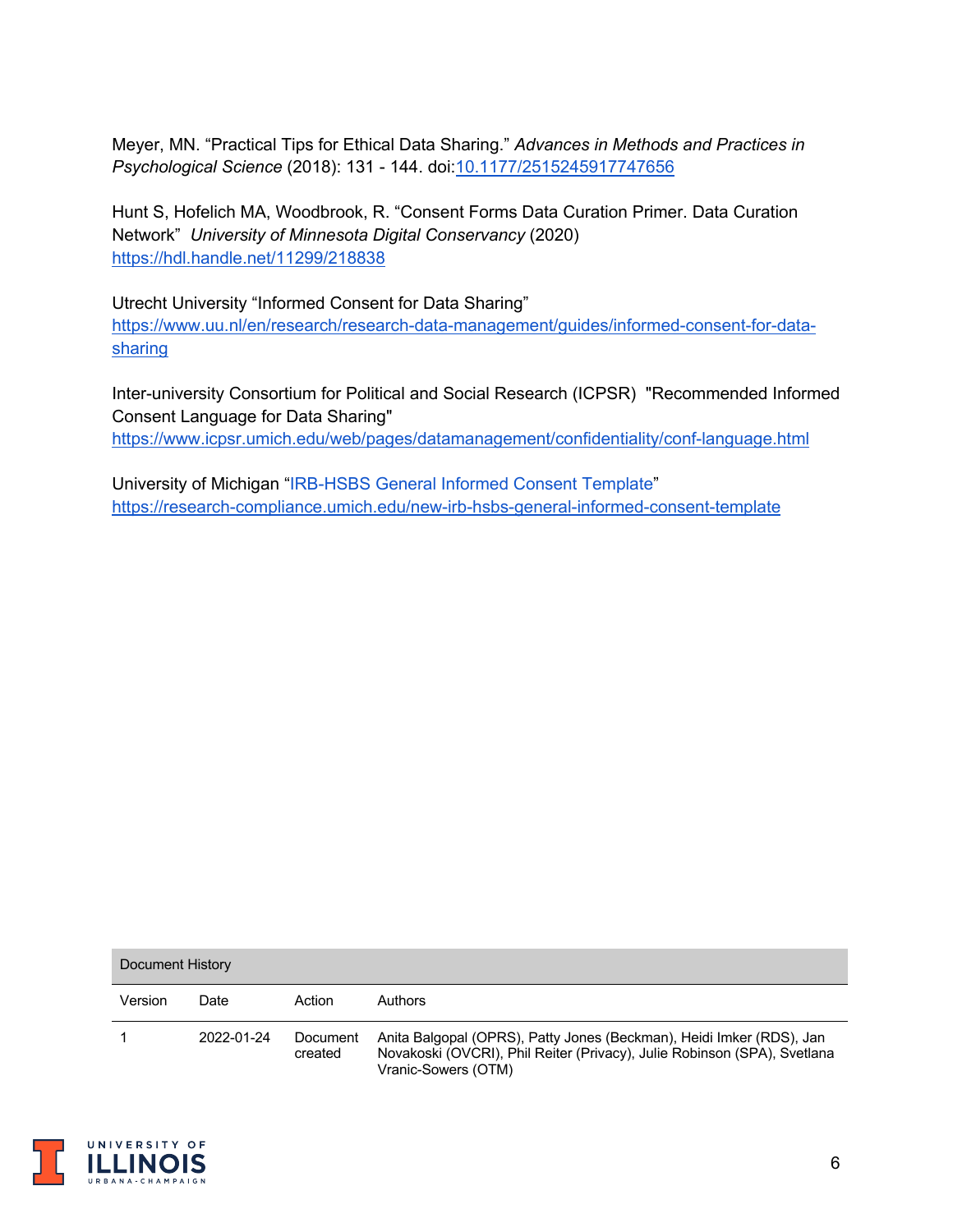Meyer, MN. “Practical Tips for Ethical Data Sharing.” *Advances in Methods and Practices in Psychological Science* (2018): 131 - 144. doi:[10.1177/2515245917747656](https://doi.org/10.1177/2515245917747656)

Hunt S, Hofelich MA, Woodbrook, R. “Consent Forms Data Curation Primer. Data Curation Network” *University of Minnesota Digital Conservancy* (2020) https://hdl.handle.net/11299/218838

Utrecht University “Informed Consent for Data Sharing” https://www.uu.nl/en/research/research-data-management/guides/informed-consent-for-data-sharing

Inter-university Consortium for Political and Social Research (ICPSR) "Recommended Informed Consent Language for Data Sharing" https://www.icpsr.umich.edu/web/pages/datamanagement/confidentiality/conf-language.html

University of Michigan “IRB-HSBS General Informed Consent Template” https://research-compliance.umich.edu/new-irb-hsbs-general-informed-consent-template

| Document History | | | |
|---|---|---|---|
| Version | Date | Action | Authors |
| 1 | 2022-01-24 | Document created | Anita Balgopal (OPRS), Patty Jones (Beckman), Heidi Imker (RDS), Jan Novakoski (OVCRI), Phil Reiter (Privacy), Julie Robinson (SPA), Svetlana Vranic-Sowers (OTM) |